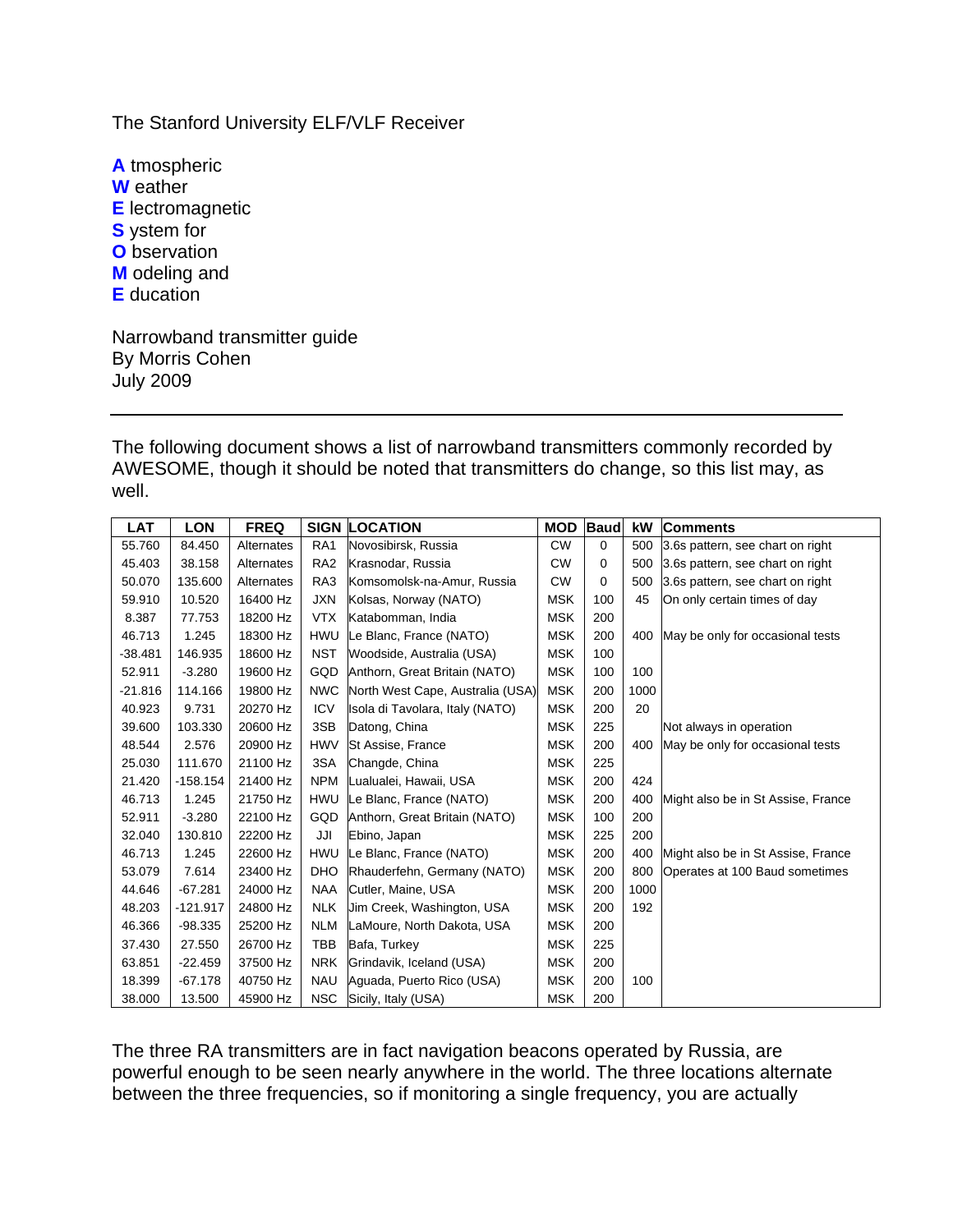The Stanford University ELF/VLF Receiver

**A** tmospheric
**W** eather
**E** lectromagnetic
**S** ystem for
**O** bservation
**M** odeling and
**E** ducation

Narrowband transmitter guide
By Morris Cohen
July 2009

---

The following document shows a list of narrowband transmitters commonly recorded by AWESOME, though it should be noted that transmitters do change, so this list may, as well.

| LAT | LON | FREQ | SIGN | LOCATION | MOD | Baud | kW | Comments |
|---|---|---|---|---|---|---|---|---|
| 55.760 | 84.450 | Alternates | RA1 | Novosibirsk, Russia | CW | 0 | 500 | 3.6s pattern, see chart on right |
| 45.403 | 38.158 | Alternates | RA2 | Krasnodar, Russia | CW | 0 | 500 | 3.6s pattern, see chart on right |
| 50.070 | 135.600 | Alternates | RA3 | Komsomolsk-na-Amur, Russia | CW | 0 | 500 | 3.6s pattern, see chart on right |
| 59.910 | 10.520 | 16400 Hz | JXN | Kolsas, Norway (NATO) | MSK | 100 | 45 | On only certain times of day |
| 8.387 | 77.753 | 18200 Hz | VTX | Katabomman, India | MSK | 200 | | |
| 46.713 | 1.245 | 18300 Hz | HWU | Le Blanc, France (NATO) | MSK | 200 | 400 | May be only for occasional tests |
| -38.481 | 146.935 | 18600 Hz | NST | Woodside, Australia (USA) | MSK | 100 | | |
| 52.911 | -3.280 | 19600 Hz | GQD | Anthorn, Great Britain (NATO) | MSK | 100 | 100 | |
| -21.816 | 114.166 | 19800 Hz | NWC | North West Cape, Australia (USA) | MSK | 200 | 1000 | |
| 40.923 | 9.731 | 20270 Hz | ICV | Isola di Tavolara, Italy (NATO) | MSK | 200 | 20 | |
| 39.600 | 103.330 | 20600 Hz | 3SB | Datong, China | MSK | 225 | | Not always in operation |
| 48.544 | 2.576 | 20900 Hz | HWV | St Assise, France | MSK | 200 | 400 | May be only for occasional tests |
| 25.030 | 111.670 | 21100 Hz | 3SA | Changde, China | MSK | 225 | | |
| 21.420 | -158.154 | 21400 Hz | NPM | Lualualei, Hawaii, USA | MSK | 200 | 424 | |
| 46.713 | 1.245 | 21750 Hz | HWU | Le Blanc, France (NATO) | MSK | 200 | 400 | Might also be in St Assise, France |
| 52.911 | -3.280 | 22100 Hz | GQD | Anthorn, Great Britain (NATO) | MSK | 100 | 200 | |
| 32.040 | 130.810 | 22200 Hz | JJI | Ebino, Japan | MSK | 225 | 200 | |
| 46.713 | 1.245 | 22600 Hz | HWU | Le Blanc, France (NATO) | MSK | 200 | 400 | Might also be in St Assise, France |
| 53.079 | 7.614 | 23400 Hz | DHO | Rhauderfehn, Germany (NATO) | MSK | 200 | 800 | Operates at 100 Baud sometimes |
| 44.646 | -67.281 | 24000 Hz | NAA | Cutler, Maine, USA | MSK | 200 | 1000 | |
| 48.203 | -121.917 | 24800 Hz | NLK | Jim Creek, Washington, USA | MSK | 200 | 192 | |
| 46.366 | -98.335 | 25200 Hz | NLM | LaMoure, North Dakota, USA | MSK | 200 | | |
| 37.430 | 27.550 | 26700 Hz | TBB | Bafa, Turkey | MSK | 225 | | |
| 63.851 | -22.459 | 37500 Hz | NRK | Grindavik, Iceland (USA) | MSK | 200 | | |
| 18.399 | -67.178 | 40750 Hz | NAU | Aguada, Puerto Rico (USA) | MSK | 200 | 100 | |
| 38.000 | 13.500 | 45900 Hz | NSC | Sicily, Italy (USA) | MSK | 200 | | |

The three RA transmitters are in fact navigation beacons operated by Russia, are powerful enough to be seen nearly anywhere in the world. The three locations alternate between the three frequencies, so if monitoring a single frequency, you are actually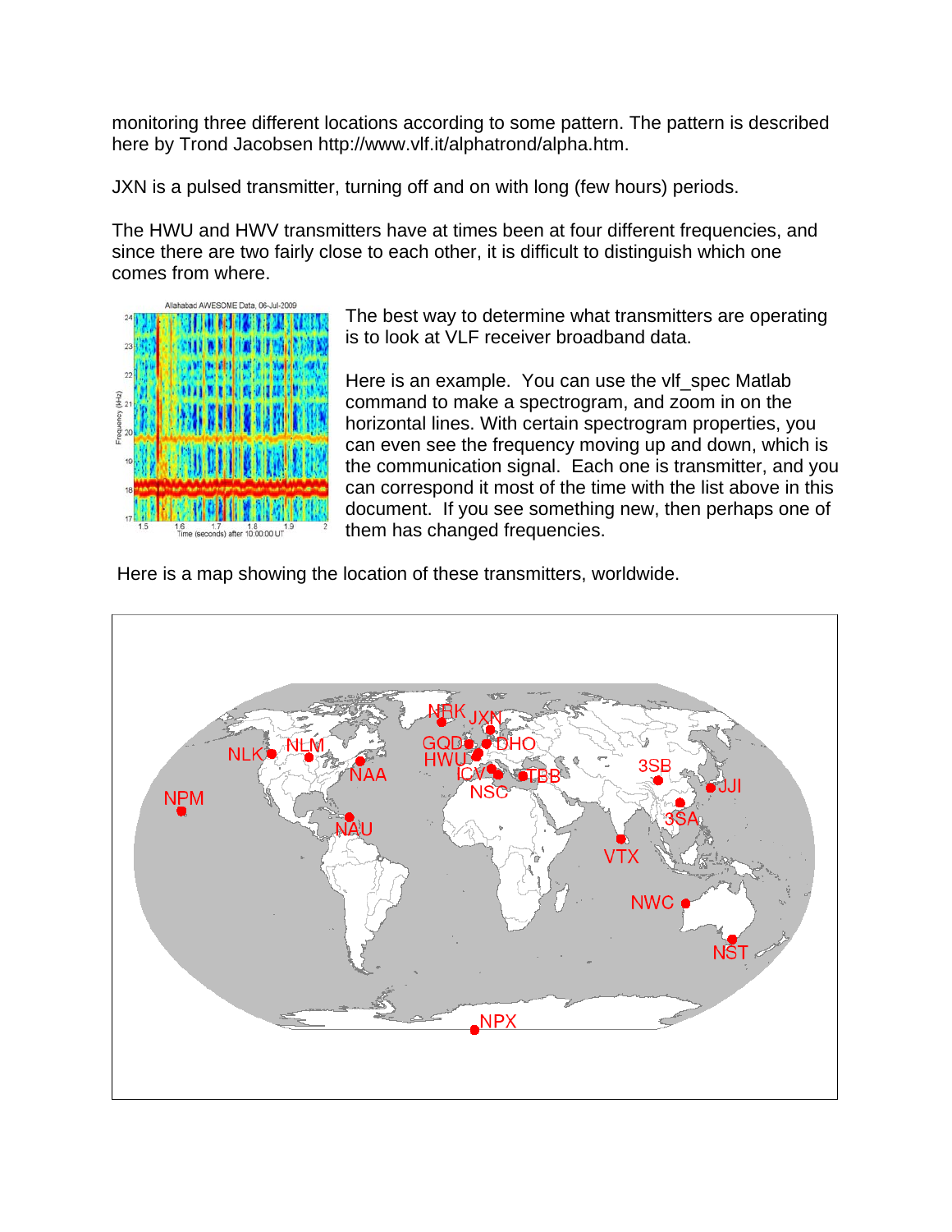monitoring three different locations according to some pattern. The pattern is described here by Trond Jacobsen http://www.vlf.it/alphatrond/alpha.htm.

JXN is a pulsed transmitter, turning off and on with long (few hours) periods.

The HWU and HWV transmitters have at times been at four different frequencies, and since there are two fairly close to each other, it is difficult to distinguish which one comes from where.

Allahabad AWESOME Data, 06-Jul-2009

Frequency (kHz)

17

18

19

20

21

22

23

24

1.5

1.6

1.7

1.8

1.9

2

Time (seconds) after 10:00:00 UT

The best way to determine what transmitters are operating is to look at VLF receiver broadband data.

Here is an example. You can use the vlf_spec Matlab command to make a spectrogram, and zoom in on the horizontal lines. With certain spectrogram properties, you can even see the frequency moving up and down, which is the communication signal. Each one is transmitter, and you can correspond it most of the time with the list above in this document. If you see something new, then perhaps one of them has changed frequencies.

Here is a map showing the location of these transmitters, worldwide.

NRK

JXN

GQD

DHO

HWU

ICV

NSC

TBB

NLK

NLM

NAA

NPM

NAU

3SB

JJI

3SA

VTX

NWC

NST

NPX